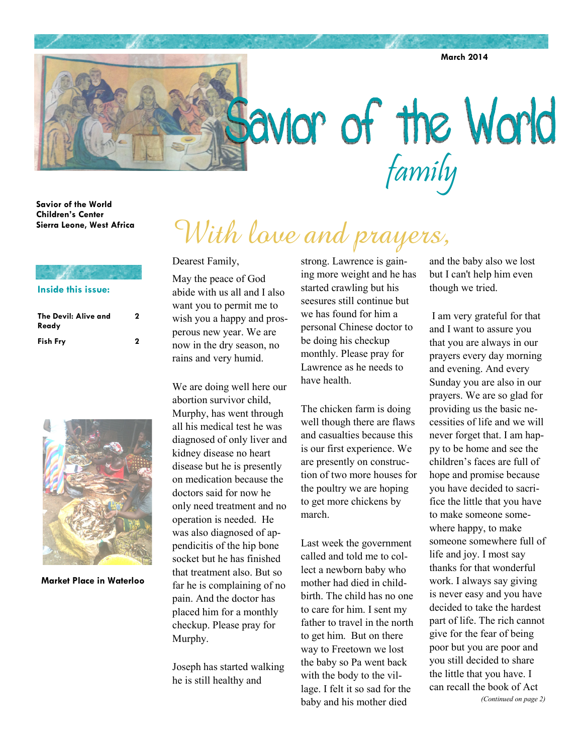March 2014

# Savior of the World *family*

**Savior of the World Children's Center Sierra Leone, West Africa**

**Inside this issue:**

| | |
|---|---|
| **The Devil: Alive and Ready** | **2** |
| **Fish Fry** | **2** |

**Market Place in Waterloo**

## *With love and prayers,*

Dearest Family,

May the peace of God abide with us all and I also want you to permit me to wish you a happy and prosperous new year. We are now in the dry season, no rains and very humid.

We are doing well here our abortion survivor child, Murphy, has went through all his medical test he was diagnosed of only liver and kidney disease no heart disease but he is presently on medication because the doctors said for now he only need treatment and no operation is needed. He was also diagnosed of appendicitis of the hip bone socket but he has finished that treatment also. But so far he is complaining of no pain. And the doctor has placed him for a monthly checkup. Please pray for Murphy.

Joseph has started walking he is still healthy and strong. Lawrence is gaining more weight and he has started crawling but his seesures still continue but we has found for him a personal Chinese doctor to be doing his checkup monthly. Please pray for Lawrence as he needs to have health.

The chicken farm is doing well though there are flaws and casualties because this is our first experience. We are presently on construction of two more houses for the poultry we are hoping to get more chickens by march.

Last week the government called and told me to collect a newborn baby who mother had died in childbirth. The child has no one to care for him. I sent my father to travel in the north to get him. But on there way to Freetown we lost the baby so Pa went back with the body to the village. I felt it so sad for the baby and his mother died and the baby also we lost but I can't help him even though we tried.

I am very grateful for that and I want to assure you that you are always in our prayers every day morning and evening. And every Sunday you are also in our prayers. We are so glad for providing us the basic necessities of life and we will never forget that. I am happy to be home and see the children's faces are full of hope and promise because you have decided to sacrifice the little that you have to make someone somewhere happy, to make someone somewhere full of life and joy. I most say thanks for that wonderful work. I always say giving is never easy and you have decided to take the hardest part of life. The rich cannot give for the fear of being poor but you are poor and you still decided to share the little that you have. I can recall the book of Act

*(Continued on page 2)*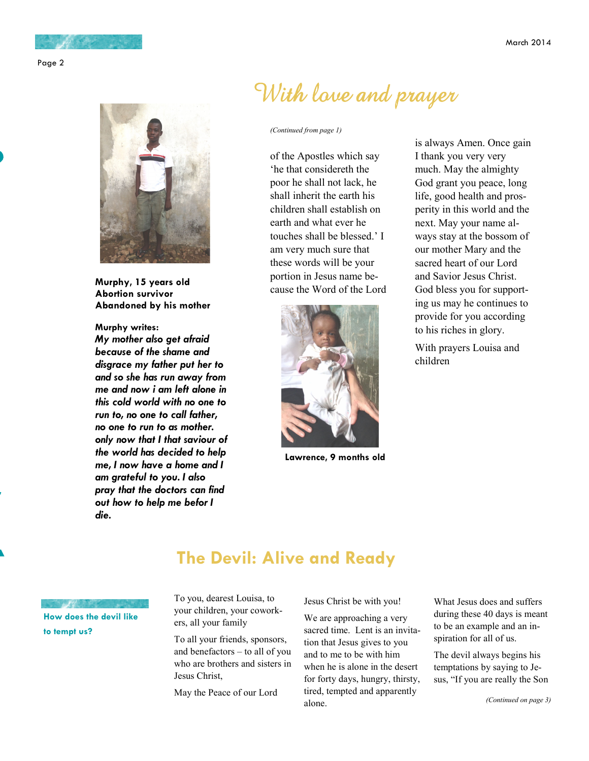## With love and prayer

*(Continued from page 1)*

of the Apostles which say 'he that considereth the poor he shall not lack, he shall inherit the earth his children shall establish on earth and what ever he touches shall be blessed.' I am very much sure that these words will be your portion in Jesus name because the Word of the Lord is always Amen. Once gain I thank you very very much. May the almighty God grant you peace, long life, good health and prosperity in this world and the next. May your name always stay at the bossom of our mother Mary and the sacred heart of our Lord and Savior Jesus Christ. God bless you for supporting us may he continues to provide for you according to his riches in glory.

With prayers Louisa and children

**Murphy, 15 years old**
**Abortion survivor**
**Abandoned by his mother**

**Murphy writes:**
***My mother also get afraid because of the shame and disgrace my father put her to and so she has run away from me and now i am left alone in this cold world with no one to run to, no one to call father, no one to run to as mother. only now that I that saviour of the world has decided to help me, I now have a home and I am grateful to you. I also pray that the doctors can find out how to help me befor I die.***

**Lawrence, 9 months old**

## The Devil: Alive and Ready

**How does the devil like to tempt us?**

To you, dearest Louisa, to your children, your coworkers, all your family

To all your friends, sponsors, and benefactors – to all of you who are brothers and sisters in Jesus Christ,

May the Peace of our Lord Jesus Christ be with you!

We are approaching a very sacred time. Lent is an invitation that Jesus gives to you and to me to be with him when he is alone in the desert for forty days, hungry, thirsty, tired, tempted and apparently alone.

What Jesus does and suffers during these 40 days is meant to be an example and an inspiration for all of us.

The devil always begins his temptations by saying to Jesus, "If you are really the Son

*(Continued on page 3)*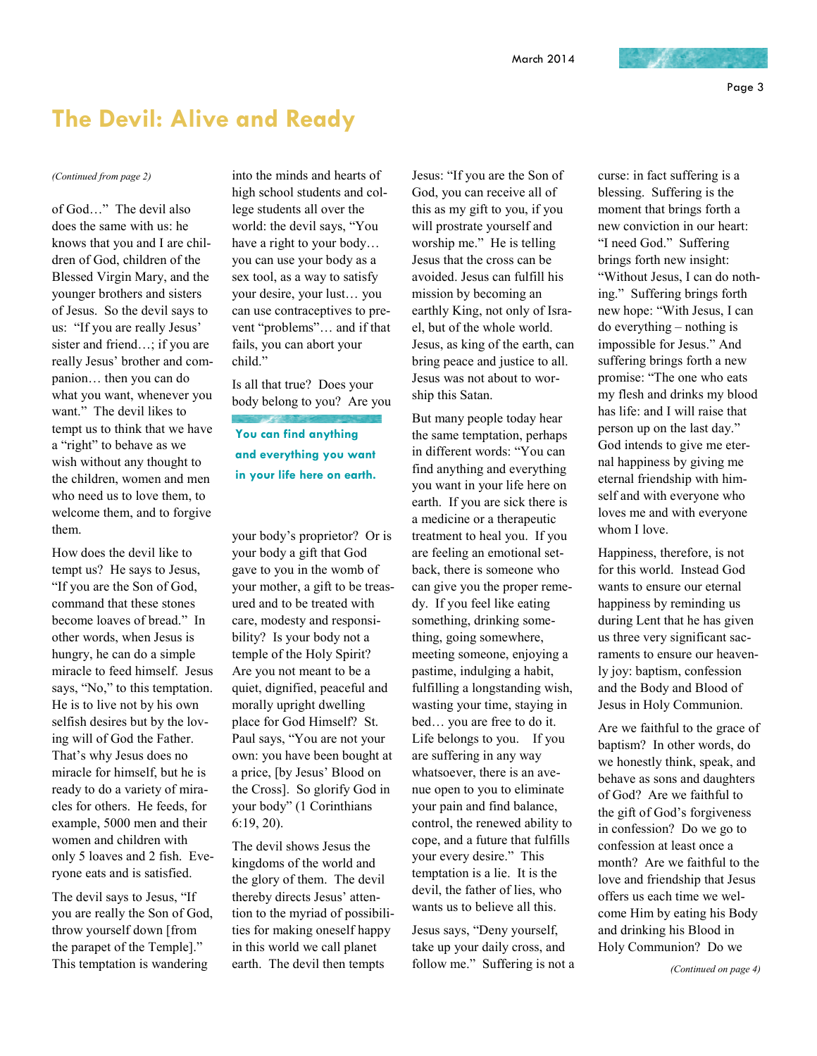# The Devil: Alive and Ready

*(Continued from page 2)*

of God…" The devil also does the same with us: he knows that you and I are children of God, children of the Blessed Virgin Mary, and the younger brothers and sisters of Jesus. So the devil says to us: "If you are really Jesus' sister and friend…; if you are really Jesus' brother and companion… then you can do what you want, whenever you want." The devil likes to tempt us to think that we have a "right" to behave as we wish without any thought to the children, women and men who need us to love them, to welcome them, and to forgive them.

How does the devil like to tempt us? He says to Jesus, "If you are the Son of God, command that these stones become loaves of bread." In other words, when Jesus is hungry, he can do a simple miracle to feed himself. Jesus says, "No," to this temptation. He is to live not by his own selfish desires but by the loving will of God the Father. That's why Jesus does no miracle for himself, but he is ready to do a variety of miracles for others. He feeds, for example, 5000 men and their women and children with only 5 loaves and 2 fish. Everyone eats and is satisfied.

The devil says to Jesus, "If you are really the Son of God, throw yourself down [from the parapet of the Temple]." This temptation is wandering into the minds and hearts of high school students and college students all over the world: the devil says, "You have a right to your body… you can use your body as a sex tool, as a way to satisfy your desire, your lust… you can use contraceptives to prevent "problems"… and if that fails, you can abort your child."

Is all that true? Does your body belong to you? Are you your body's proprietor? Or is your body a gift that God gave to you in the womb of your mother, a gift to be treasured and to be treated with care, modesty and responsibility? Is your body not a temple of the Holy Spirit? Are you not meant to be a quiet, dignified, peaceful and morally upright dwelling place for God Himself? St. Paul says, "You are not your own: you have been bought at a price, [by Jesus' Blood on the Cross]. So glorify God in your body" (1 Corinthians 6:19, 20).

**You can find anything and everything you want in your life here on earth.**

The devil shows Jesus the kingdoms of the world and the glory of them. The devil thereby directs Jesus' attention to the myriad of possibilities for making oneself happy in this world we call planet earth. The devil then tempts Jesus: "If you are the Son of God, you can receive all of this as my gift to you, if you will prostrate yourself and worship me." He is telling Jesus that the cross can be avoided. Jesus can fulfill his mission by becoming an earthly King, not only of Israel, but of the whole world. Jesus, as king of the earth, can bring peace and justice to all. Jesus was not about to worship Satan.

But many people today hear the same temptation, perhaps in different words: "You can find anything and everything you want in your life here on earth. If you are sick there is a medicine or a therapeutic treatment to heal you. If you are feeling an emotional setback, there is someone who can give you the proper remedy. If you feel like eating something, drinking something, going somewhere, meeting someone, enjoying a pastime, indulging a habit, fulfilling a longstanding wish, wasting your time, staying in bed… you are free to do it. Life belongs to you. If you are suffering in any way whatsoever, there is an avenue open to you to eliminate your pain and find balance, control, the renewed ability to cope, and a future that fulfills your every desire." This temptation is a lie. It is the devil, the father of lies, who wants us to believe all this.

Jesus says, "Deny yourself, take up your daily cross, and follow me." Suffering is not a curse: in fact suffering is a blessing. Suffering is the moment that brings forth a new conviction in our heart: "I need God." Suffering brings forth new insight: "Without Jesus, I can do nothing." Suffering brings forth new hope: "With Jesus, I can do everything – nothing is impossible for Jesus." And suffering brings forth a new promise: "The one who eats my flesh and drinks my blood has life: and I will raise that person up on the last day." God intends to give me eternal happiness by giving me eternal friendship with himself and with everyone who loves me and with everyone whom I love.

Happiness, therefore, is not for this world. Instead God wants to ensure our eternal happiness by reminding us during Lent that he has given us three very significant sacraments to ensure our heavenly joy: baptism, confession and the Body and Blood of Jesus in Holy Communion.

Are we faithful to the grace of baptism? In other words, do we honestly think, speak, and behave as sons and daughters of God? Are we faithful to the gift of God's forgiveness in confession? Do we go to confession at least once a month? Are we faithful to the love and friendship that Jesus offers us each time we welcome Him by eating his Body and drinking his Blood in Holy Communion? Do we

*(Continued on page 4)*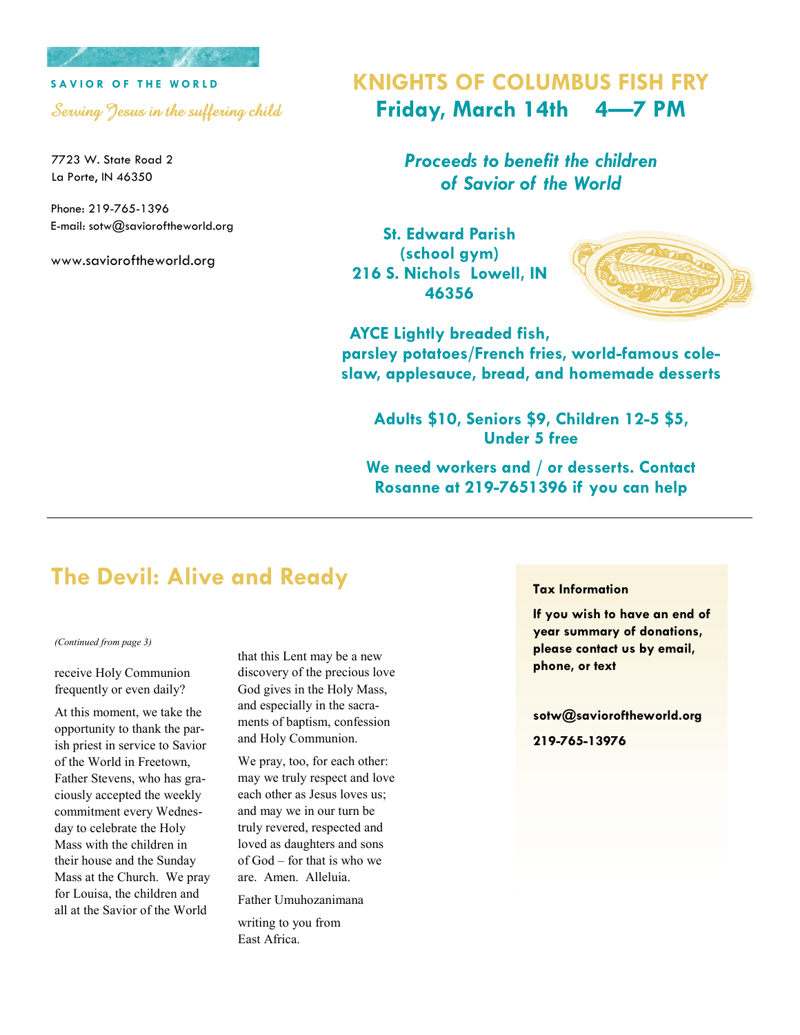SAVIOR OF THE WORLD

*Serving Jesus in the suffering child*

7723 W. State Road 2
La Porte, IN 46350

Phone: 219-765-1396
E-mail: sotw@savioroftheworld.org

www.savioroftheworld.org

## KNIGHTS OF COLUMBUS FISH FRY

## Friday, March 14th 4—7 PM

***Proceeds to benefit the children of Savior of the World***

**St. Edward Parish (school gym)
216 S. Nichols Lowell, IN 46356**

**AYCE Lightly breaded fish, parsley potatoes/French fries, world-famous cole-slaw, applesauce, bread, and homemade desserts**

**Adults $10, Seniors $9, Children 12-5 $5, Under 5 free**

**We need workers and / or desserts. Contact Rosanne at 219-7651396 if you can help**

---

## The Devil: Alive and Ready

*(Continued from page 3)*

receive Holy Communion frequently or even daily?

At this moment, we take the opportunity to thank the parish priest in service to Savior of the World in Freetown, Father Stevens, who has graciously accepted the weekly commitment every Wednesday to celebrate the Holy Mass with the children in their house and the Sunday Mass at the Church. We pray for Louisa, the children and all at the Savior of the World that this Lent may be a new discovery of the precious love God gives in the Holy Mass, and especially in the sacraments of baptism, confession and Holy Communion.

We pray, too, for each other: may we truly respect and love each other as Jesus loves us; and may we in our turn be truly revered, respected and loved as daughters and sons of God – for that is who we are. Amen. Alleluia.

Father Umuhozanimana

writing to you from East Africa.

**Tax Information**

**If you wish to have an end of year summary of donations, please contact us by email, phone, or text**

**sotw@savioroftheworld.org**

**219-765-13976**